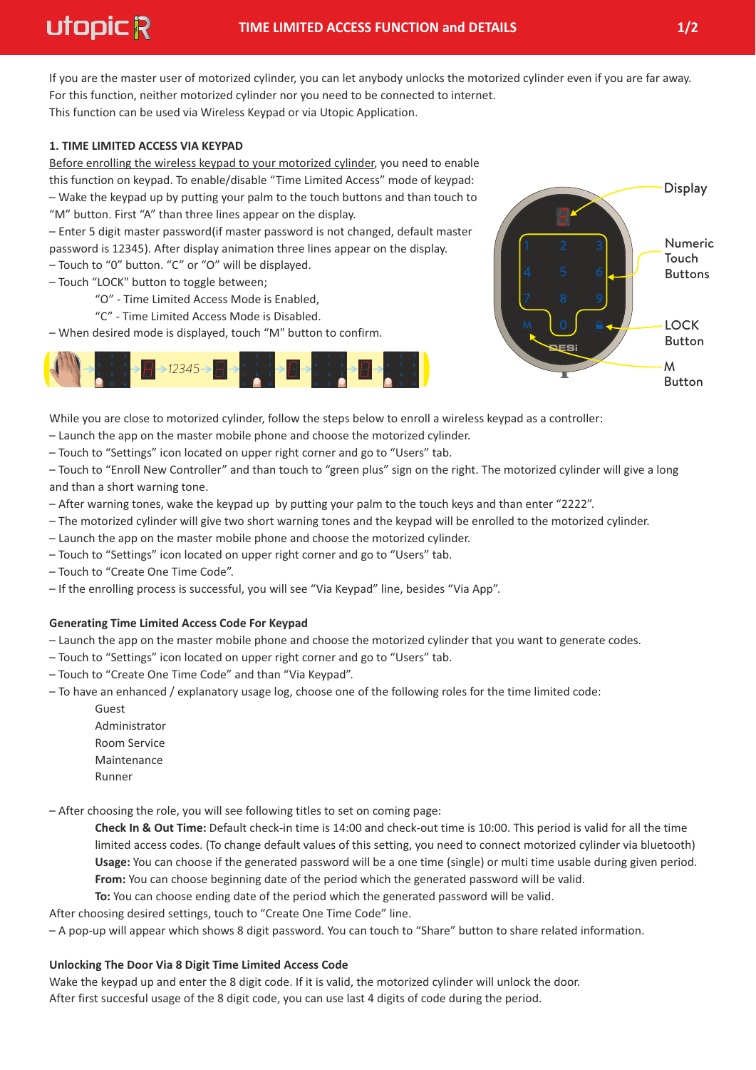If you are the master user of motorized cylinder, you can let anybody unlocks the motorized cylinder even if you are far away. For this function, neither motorized cylinder nor you need to be connected to internet.
This function can be used via Wireless Keypad or via Utopic Application.

## 1. TIME LIMITED ACCESS VIA KEYPAD

Before enrolling the wireless keypad to your motorized cylinder, you need to enable this function on keypad. To enable/disable "Time Limited Access" mode of keypad:

– Wake the keypad up by putting your palm to the touch buttons and than touch to "M" button. First "A" than three lines appear on the display.
– Enter 5 digit master password(if master password is not changed, default master password is 12345). After display animation three lines appear on the display.
– Touch to "0" button. "C" or "O" will be displayed.
– Touch "LOCK" button to toggle between;
  - "O" - Time Limited Access Mode is Enabled,
  - "C" - Time Limited Access Mode is Disabled.
– When desired mode is displayed, touch "M" button to confirm.

Display
Numeric Touch Buttons
LOCK Button
M Button

While you are close to motorized cylinder, follow the steps below to enroll a wireless keypad as a controller:
– Launch the app on the master mobile phone and choose the motorized cylinder.
– Touch to "Settings" icon located on upper right corner and go to "Users" tab.
– Touch to "Enroll New Controller" and than touch to "green plus" sign on the right. The motorized cylinder will give a long and than a short warning tone.
– After warning tones, wake the keypad up by putting your palm to the touch keys and than enter "2222".
– The motorized cylinder will give two short warning tones and the keypad will be enrolled to the motorized cylinder.
– Launch the app on the master mobile phone and choose the motorized cylinder.
– Touch to "Settings" icon located on upper right corner and go to "Users" tab.
– Touch to "Create One Time Code".
– If the enrolling process is successful, you will see "Via Keypad" line, besides "Via App".

### Generating Time Limited Access Code For Keypad

– Launch the app on the master mobile phone and choose the motorized cylinder that you want to generate codes.
– Touch to "Settings" icon located on upper right corner and go to "Users" tab.
– Touch to "Create One Time Code" and than "Via Keypad".
– To have an enhanced / explanatory usage log, choose one of the following roles for the time limited code:
  - Guest
  - Administrator
  - Room Service
  - Maintenance
  - Runner

– After choosing the role, you will see following titles to set on coming page:
  - **Check In & Out Time:** Default check-in time is 14:00 and check-out time is 10:00. This period is valid for all the time limited access codes. (To change default values of this setting, you need to connect motorized cylinder via bluetooth)
  - **Usage:** You can choose if the generated password will be a one time (single) or multi time usable during given period.
  - **From:** You can choose beginning date of the period which the generated password will be valid.
  - **To:** You can choose ending date of the period which the generated password will be valid.

After choosing desired settings, touch to "Create One Time Code" line.
– A pop-up will appear which shows 8 digit password. You can touch to "Share" button to share related information.

### Unlocking The Door Via 8 Digit Time Limited Access Code

Wake the keypad up and enter the 8 digit code. If it is valid, the motorized cylinder will unlock the door.
After first succesful usage of the 8 digit code, you can use last 4 digits of code during the period.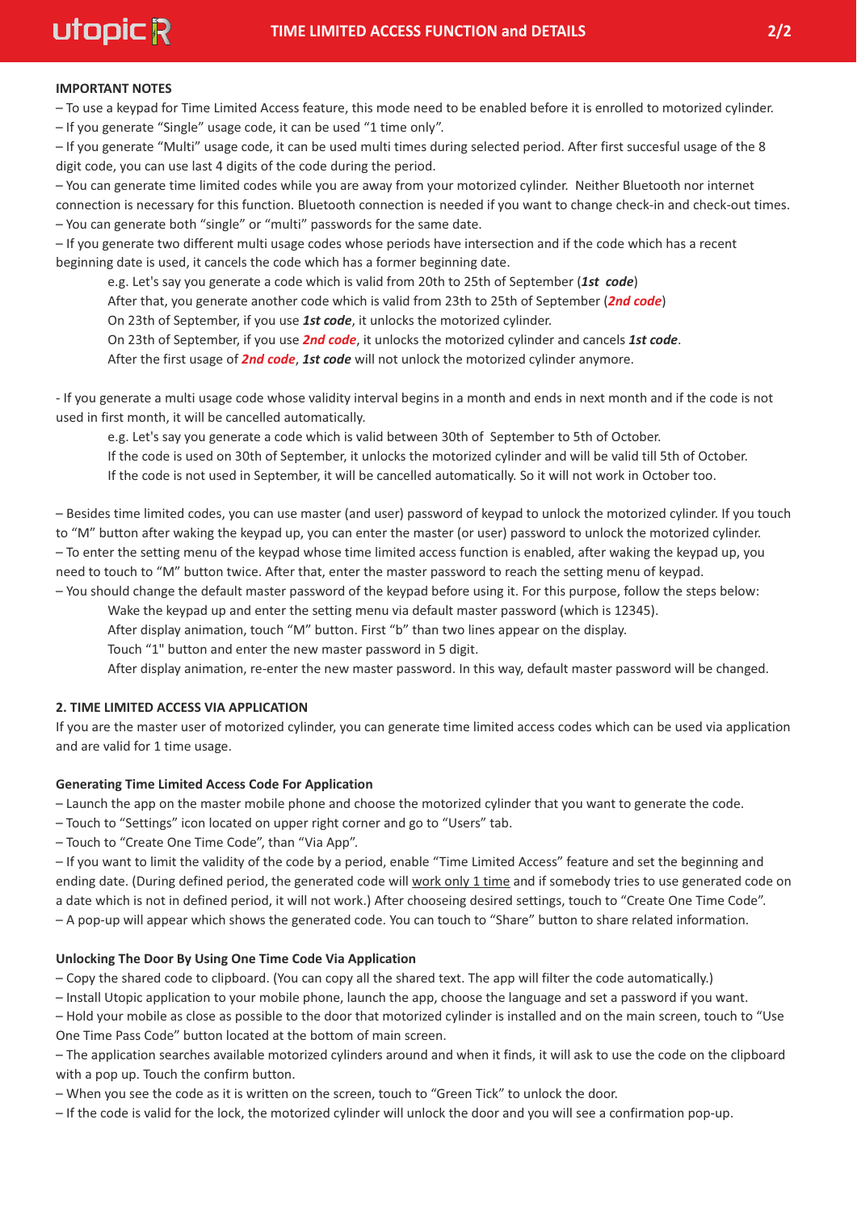**IMPORTANT NOTES**

– To use a keypad for Time Limited Access feature, this mode need to be enabled before it is enrolled to motorized cylinder.

– If you generate "Single" usage code, it can be used "1 time only".

– If you generate "Multi" usage code, it can be used multi times during selected period. After first succesful usage of the 8 digit code, you can use last 4 digits of the code during the period.

– You can generate time limited codes while you are away from your motorized cylinder. Neither Bluetooth nor internet connection is necessary for this function. Bluetooth connection is needed if you want to change check-in and check-out times.

– You can generate both "single" or "multi" passwords for the same date.

– If you generate two different multi usage codes whose periods have intersection and if the code which has a recent beginning date is used, it cancels the code which has a former beginning date.

> e.g. Let's say you generate a code which is valid from 20th to 25th of September (***1st code***)
> After that, you generate another code which is valid from 23th to 25th of September (***2nd code***)
> On 23th of September, if you use ***1st code***, it unlocks the motorized cylinder.
> On 23th of September, if you use ***2nd code***, it unlocks the motorized cylinder and cancels ***1st code***.
> After the first usage of ***2nd code***, ***1st code*** will not unlock the motorized cylinder anymore.

- If you generate a multi usage code whose validity interval begins in a month and ends in next month and if the code is not used in first month, it will be cancelled automatically.

> e.g. Let's say you generate a code which is valid between 30th of September to 5th of October.
> If the code is used on 30th of September, it unlocks the motorized cylinder and will be valid till 5th of October.
> If the code is not used in September, it will be cancelled automatically. So it will not work in October too.

– Besides time limited codes, you can use master (and user) password of keypad to unlock the motorized cylinder. If you touch to "M" button after waking the keypad up, you can enter the master (or user) password to unlock the motorized cylinder.

– To enter the setting menu of the keypad whose time limited access function is enabled, after waking the keypad up, you need to touch to "M" button twice. After that, enter the master password to reach the setting menu of keypad.

– You should change the default master password of the keypad before using it. For this purpose, follow the steps below:

> Wake the keypad up and enter the setting menu via default master password (which is 12345).
> After display animation, touch "M" button. First "b" than two lines appear on the display.
> Touch "1" button and enter the new master password in 5 digit.
> After display animation, re-enter the new master password. In this way, default master password will be changed.

## 2. TIME LIMITED ACCESS VIA APPLICATION

If you are the master user of motorized cylinder, you can generate time limited access codes which can be used via application and are valid for 1 time usage.

### Generating Time Limited Access Code For Application

– Launch the app on the master mobile phone and choose the motorized cylinder that you want to generate the code.

– Touch to "Settings" icon located on upper right corner and go to "Users" tab.

– Touch to "Create One Time Code", than "Via App".

– If you want to limit the validity of the code by a period, enable "Time Limited Access" feature and set the beginning and ending date. (During defined period, the generated code will work only 1 time and if somebody tries to use generated code on a date which is not in defined period, it will not work.) After chooseing desired settings, touch to "Create One Time Code".

– A pop-up will appear which shows the generated code. You can touch to "Share" button to share related information.

### Unlocking The Door By Using One Time Code Via Application

– Copy the shared code to clipboard. (You can copy all the shared text. The app will filter the code automatically.)

– Install Utopic application to your mobile phone, launch the app, choose the language and set a password if you want.

– Hold your mobile as close as possible to the door that motorized cylinder is installed and on the main screen, touch to "Use One Time Pass Code" button located at the bottom of main screen.

– The application searches available motorized cylinders around and when it finds, it will ask to use the code on the clipboard with a pop up. Touch the confirm button.

– When you see the code as it is written on the screen, touch to "Green Tick" to unlock the door.

– If the code is valid for the lock, the motorized cylinder will unlock the door and you will see a confirmation pop-up.